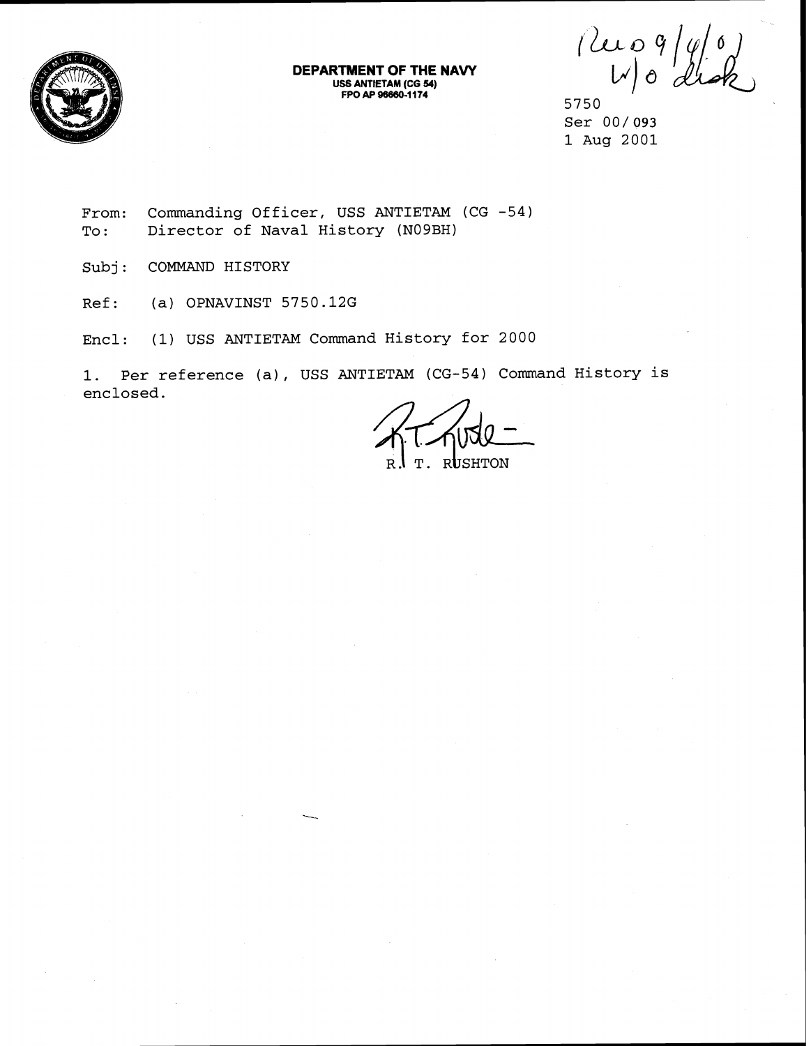**DEPARTMENT OF THE NAVY**
**USS ANTIETAM (CG 54)**
**FPO AP 96660-1174**

Rec 9/4/01
w/o disk

5750
Ser 00/093
1 Aug 2001

From: Commanding Officer, USS ANTIETAM (CG -54)
To: Director of Naval History (N09BH)

Subj: COMMAND HISTORY

Ref: (a) OPNAVINST 5750.12G

Encl: (1) USS ANTIETAM Command History for 2000

1. Per reference (a), USS ANTIETAM (CG-54) Command History is enclosed.

R. T. RUSHTON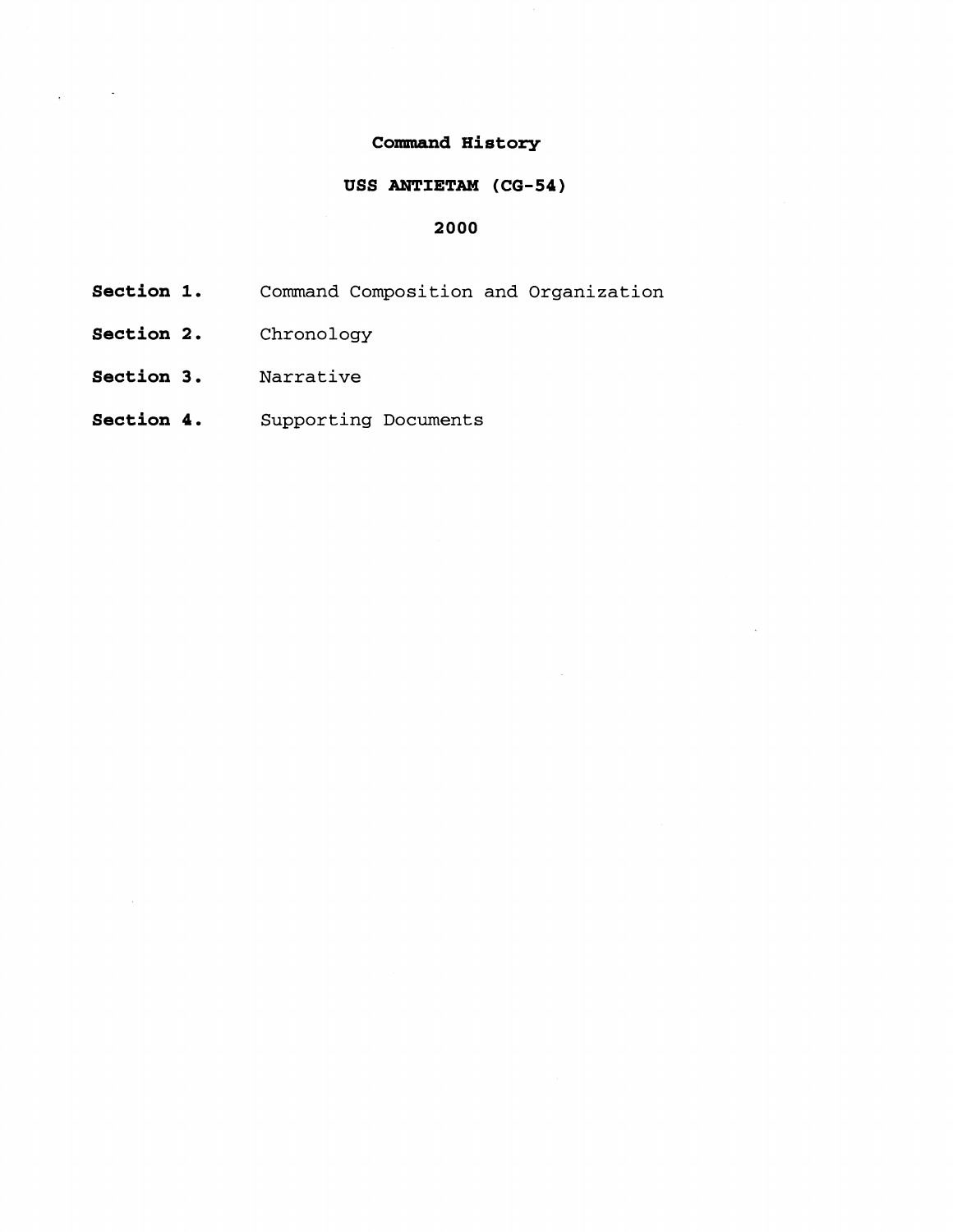# Command History

## USS ANTIETAM (CG-54)

## 2000

**Section 1.** Command Composition and Organization

**Section 2.** Chronology

**Section 3.** Narrative

**Section 4.** Supporting Documents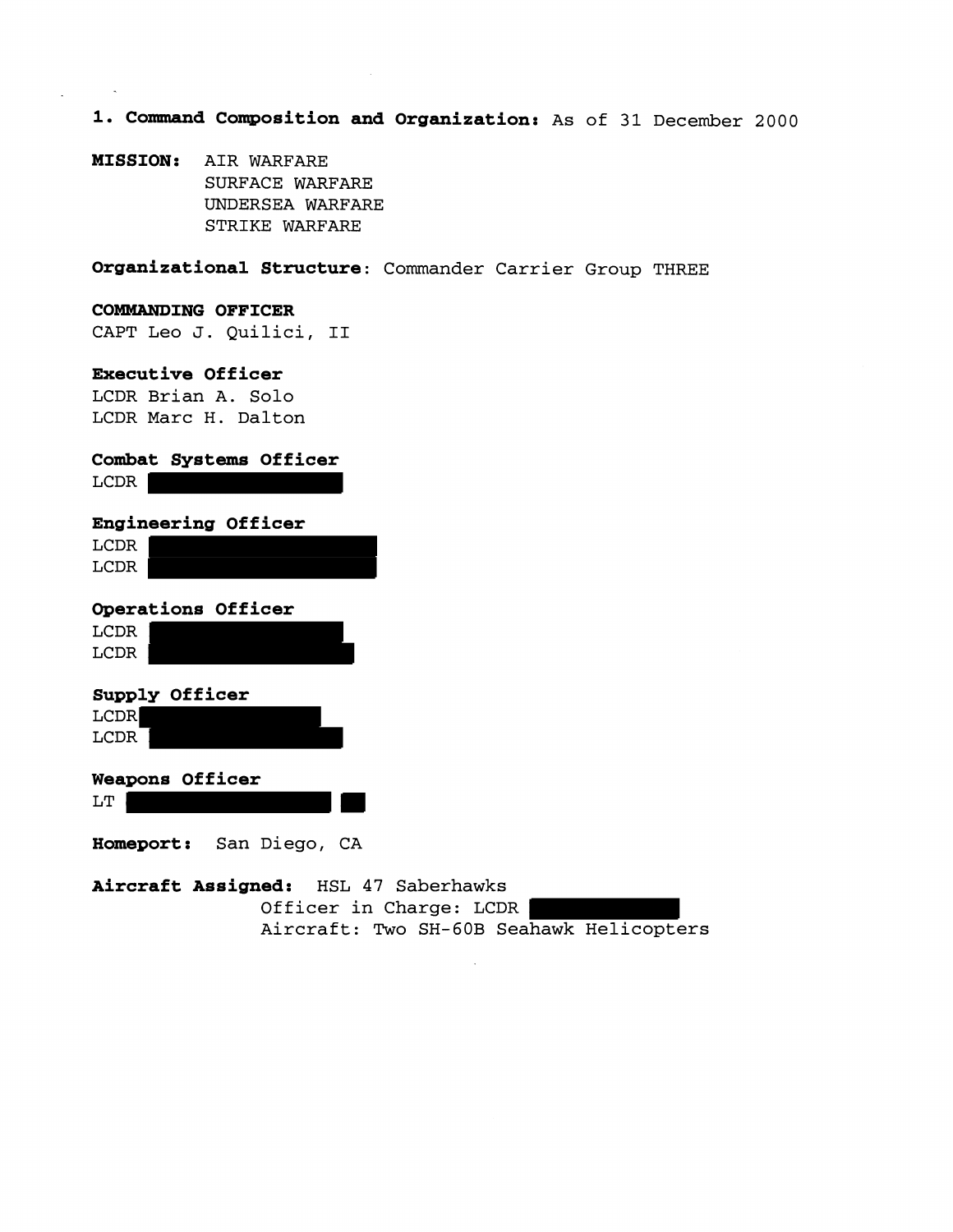## 1. Command Composition and Organization: As of 31 December 2000

**MISSION:** AIR WARFARE
SURFACE WARFARE
UNDERSEA WARFARE
STRIKE WARFARE

**Organizational Structure**: Commander Carrier Group THREE

**COMMANDING OFFICER**
CAPT Leo J. Quilici, II

**Executive Officer**
LCDR Brian A. Solo
LCDR Marc H. Dalton

**Combat Systems Officer**
LCDR

**Engineering Officer**
LCDR
LCDR

**Operations Officer**
LCDR
LCDR

**Supply Officer**
LCDR
LCDR

**Weapons Officer**
LT

**Homeport:** San Diego, CA

**Aircraft Assigned:** HSL 47 Saberhawks
Officer in Charge: LCDR
Aircraft: Two SH-60B Seahawk Helicopters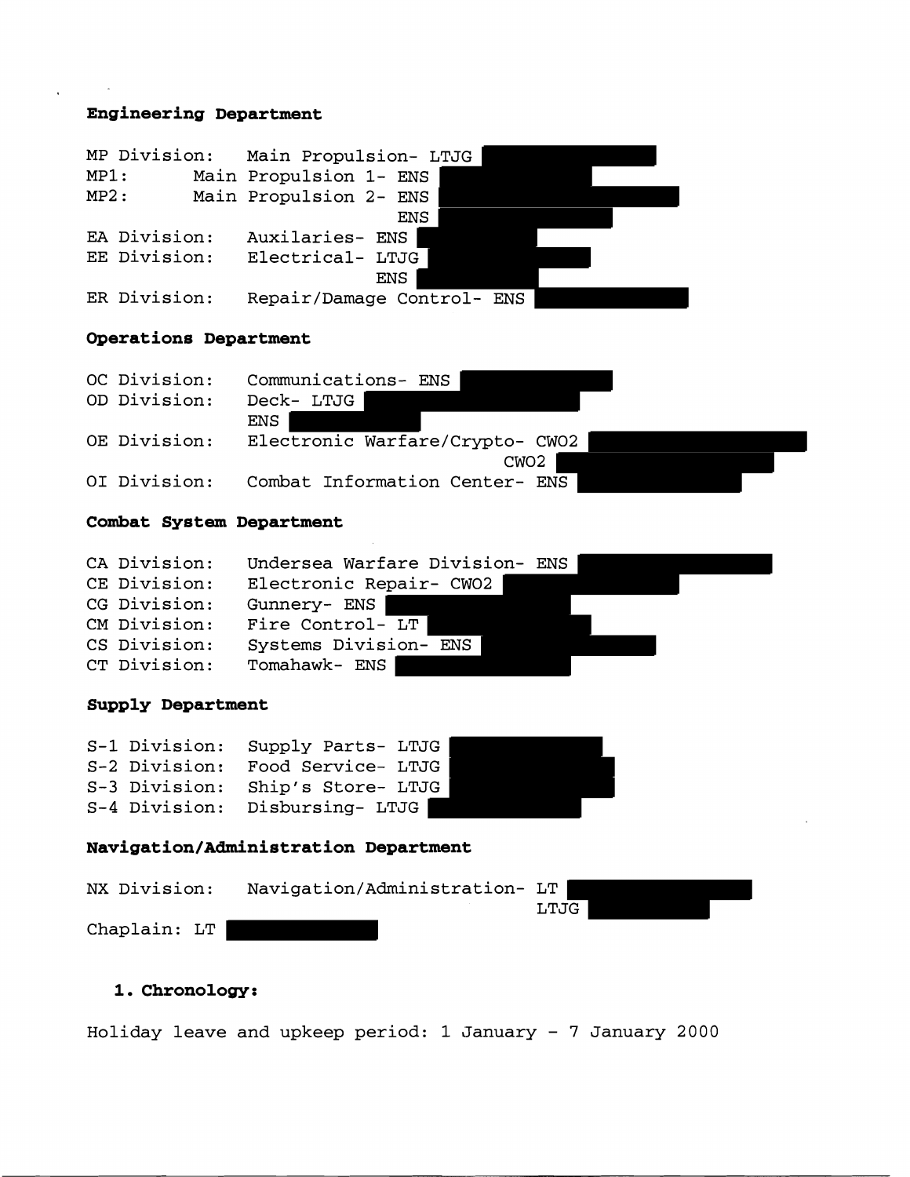**Engineering Department**

```
MP Division:   Main Propulsion- LTJG
MP1:       Main Propulsion 1- ENS
MP2:       Main Propulsion 2- ENS
                             ENS
EA Division:   Auxilaries- ENS
EE Division:   Electrical- LTJG
                            ENS
ER Division:   Repair/Damage Control- ENS
```

**Operations Department**

```
OC Division:   Communications- ENS
OD Division:   Deck- LTJG
               ENS
OE Division:   Electronic Warfare/Crypto- CWO2
                                          CWO2
OI Division:   Combat Information Center- ENS
```

**Combat System Department**

```
CA Division:   Undersea Warfare Division- ENS
CE Division:   Electronic Repair- CWO2
CG Division:   Gunnery- ENS
CM Division:   Fire Control- LT
CS Division:   Systems Division- ENS
CT Division:   Tomahawk- ENS
```

**Supply Department**

```
S-1 Division:  Supply Parts- LTJG
S-2 Division:  Food Service- LTJG
S-3 Division:  Ship's Store- LTJG
S-4 Division:  Disbursing- LTJG
```

**Navigation/Administration Department**

```
NX Division:   Navigation/Administration- LT
                                          LTJG
Chaplain: LT
```

**1. Chronology:**

Holiday leave and upkeep period: 1 January - 7 January 2000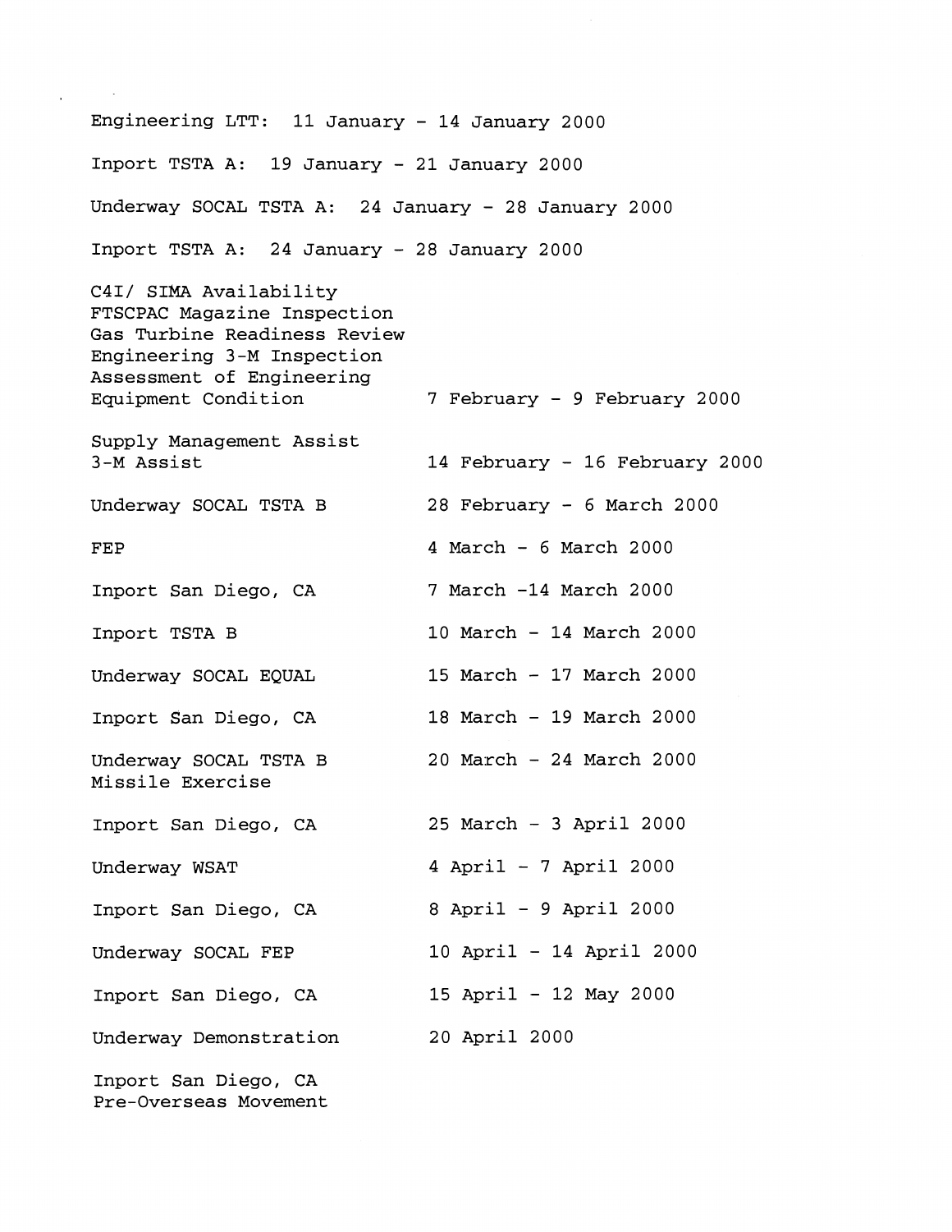Engineering LTT: 11 January - 14 January 2000

Inport TSTA A: 19 January - 21 January 2000

Underway SOCAL TSTA A: 24 January - 28 January 2000

Inport TSTA A: 24 January - 28 January 2000

| | |
|---|---|
| C4I/ SIMA Availability<br>FTSCPAC Magazine Inspection<br>Gas Turbine Readiness Review<br>Engineering 3-M Inspection<br>Assessment of Engineering Equipment Condition | 7 February - 9 February 2000 |
| Supply Management Assist<br>3-M Assist | 14 February - 16 February 2000 |
| Underway SOCAL TSTA B | 28 February - 6 March 2000 |
| FEP | 4 March - 6 March 2000 |
| Inport San Diego, CA | 7 March -14 March 2000 |
| Inport TSTA B | 10 March - 14 March 2000 |
| Underway SOCAL EQUAL | 15 March - 17 March 2000 |
| Inport San Diego, CA | 18 March - 19 March 2000 |
| Underway SOCAL TSTA B<br>Missile Exercise | 20 March - 24 March 2000 |
| Inport San Diego, CA | 25 March - 3 April 2000 |
| Underway WSAT | 4 April - 7 April 2000 |
| Inport San Diego, CA | 8 April - 9 April 2000 |
| Underway SOCAL FEP | 10 April - 14 April 2000 |
| Inport San Diego, CA | 15 April - 12 May 2000 |
| Underway Demonstration | 20 April 2000 |
| Inport San Diego, CA<br>Pre-Overseas Movement | |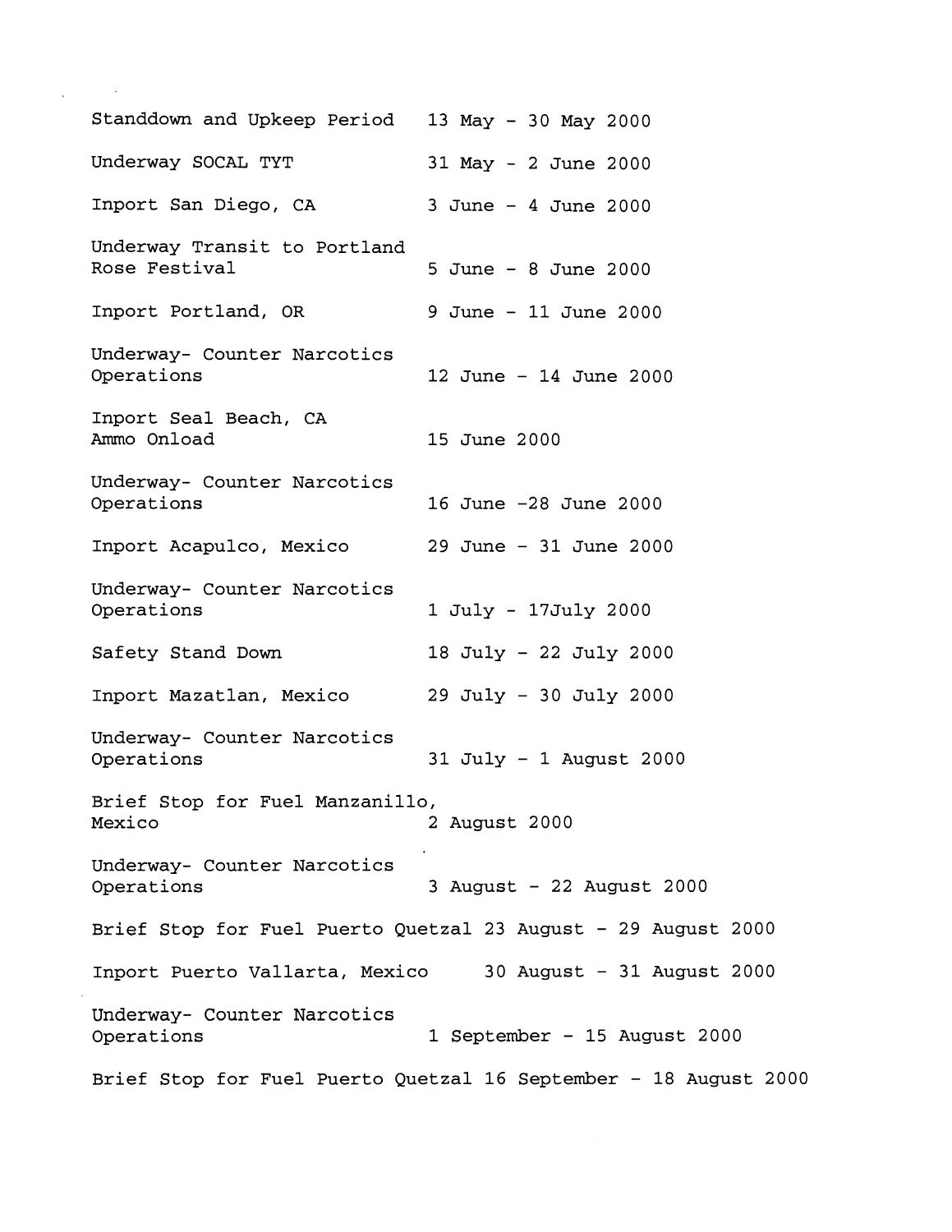| | |
|---|---|
| Standdown and Upkeep Period | 13 May - 30 May 2000 |
| Underway SOCAL TYT | 31 May - 2 June 2000 |
| Inport San Diego, CA | 3 June - 4 June 2000 |
| Underway Transit to Portland Rose Festival | 5 June - 8 June 2000 |
| Inport Portland, OR | 9 June - 11 June 2000 |
| Underway- Counter Narcotics Operations | 12 June - 14 June 2000 |
| Inport Seal Beach, CA Ammo Onload | 15 June 2000 |
| Underway- Counter Narcotics Operations | 16 June -28 June 2000 |
| Inport Acapulco, Mexico | 29 June - 31 June 2000 |
| Underway- Counter Narcotics Operations | 1 July - 17July 2000 |
| Safety Stand Down | 18 July - 22 July 2000 |
| Inport Mazatlan, Mexico | 29 July - 30 July 2000 |
| Underway- Counter Narcotics Operations | 31 July - 1 August 2000 |
| Brief Stop for Fuel Manzanillo, Mexico | 2 August 2000 |
| Underway- Counter Narcotics Operations | 3 August - 22 August 2000 |
| Brief Stop for Fuel Puerto Quetzal | 23 August - 29 August 2000 |
| Inport Puerto Vallarta, Mexico | 30 August - 31 August 2000 |
| Underway- Counter Narcotics Operations | 1 September - 15 August 2000 |
| Brief Stop for Fuel Puerto Quetzal | 16 September - 18 August 2000 |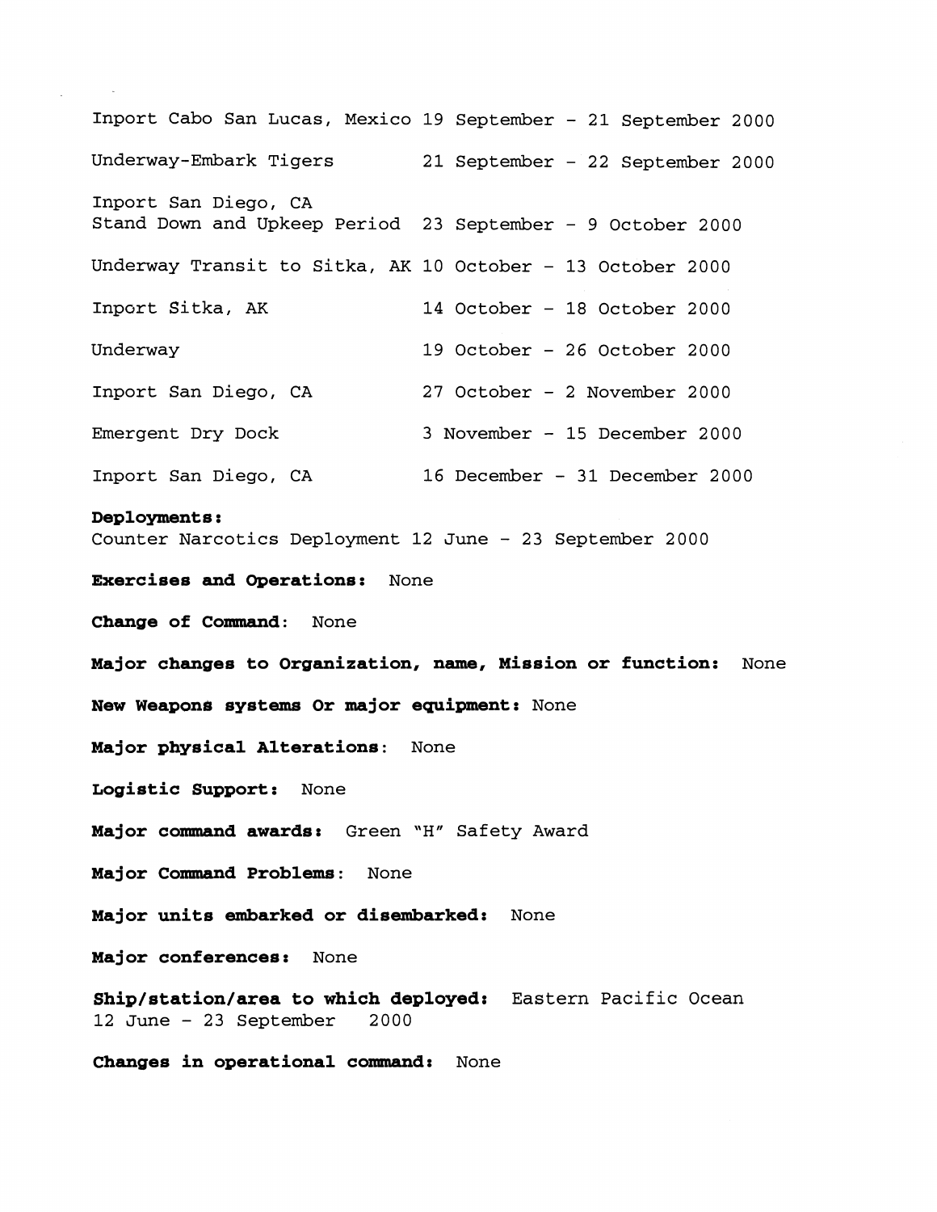| | |
|---|---|
| Inport Cabo San Lucas, Mexico | 19 September - 21 September 2000 |
| Underway-Embark Tigers | 21 September - 22 September 2000 |
| Inport San Diego, CA Stand Down and Upkeep Period | 23 September - 9 October 2000 |
| Underway Transit to Sitka, AK | 10 October - 13 October 2000 |
| Inport Sitka, AK | 14 October - 18 October 2000 |
| Underway | 19 October - 26 October 2000 |
| Inport San Diego, CA | 27 October - 2 November 2000 |
| Emergent Dry Dock | 3 November - 15 December 2000 |
| Inport San Diego, CA | 16 December - 31 December 2000 |

**Deployments:**
Counter Narcotics Deployment 12 June - 23 September 2000

**Exercises and Operations:** None

**Change of Command:** None

**Major changes to Organization, name, Mission or function:** None

**New Weapons systems Or major equipment:** None

**Major physical Alterations:** None

**Logistic Support:** None

**Major command awards:** Green "H" Safety Award

**Major Command Problems:** None

**Major units embarked or disembarked:** None

**Major conferences:** None

**Ship/station/area to which deployed:** Eastern Pacific Ocean
12 June - 23 September 2000

**Changes in operational command:** None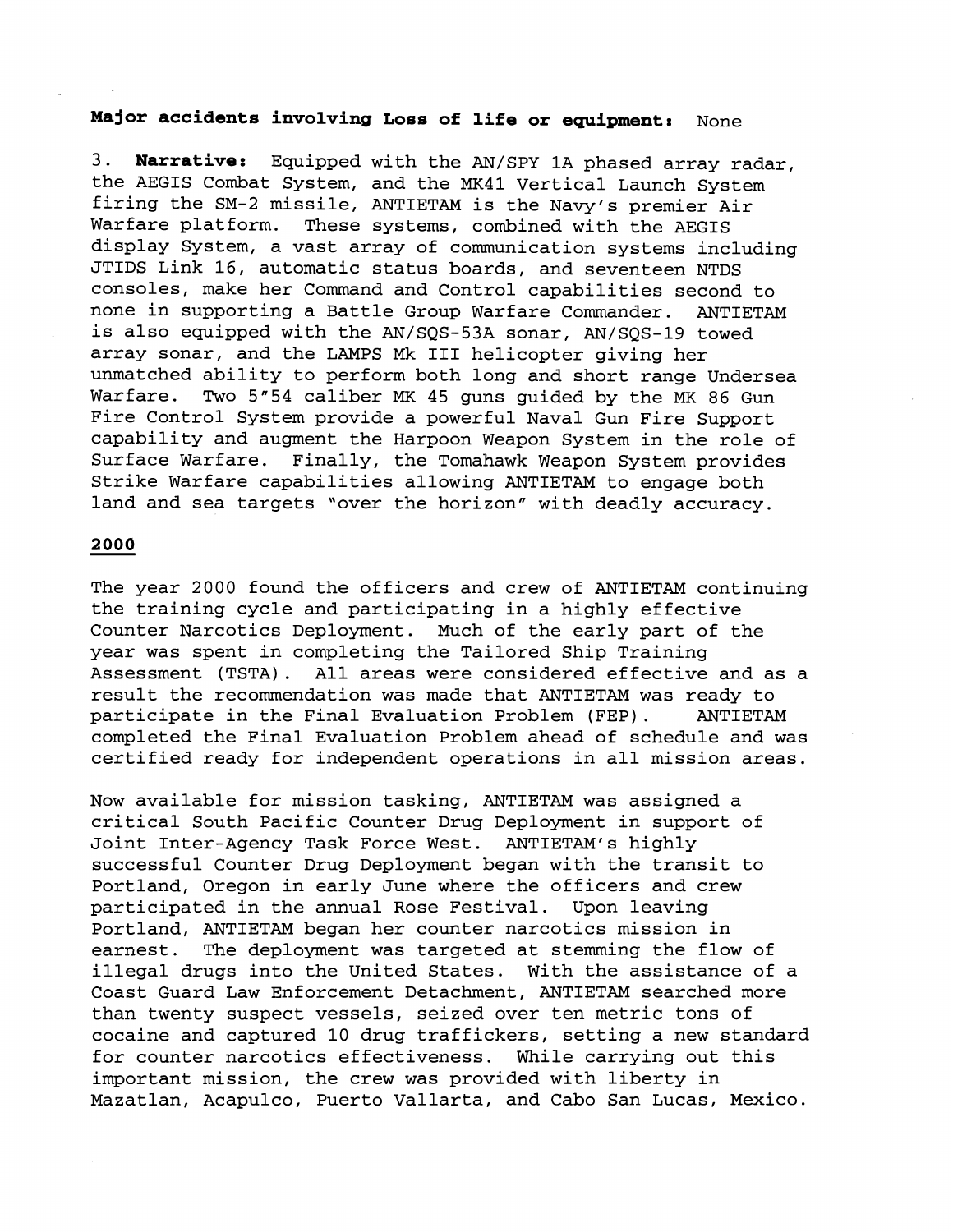**Major accidents involving Loss of life or equipment:** None

3. **Narrative:** Equipped with the AN/SPY 1A phased array radar, the AEGIS Combat System, and the MK41 Vertical Launch System firing the SM-2 missile, ANTIETAM is the Navy's premier Air Warfare platform. These systems, combined with the AEGIS display System, a vast array of communication systems including JTIDS Link 16, automatic status boards, and seventeen NTDS consoles, make her Command and Control capabilities second to none in supporting a Battle Group Warfare Commander. ANTIETAM is also equipped with the AN/SQS-53A sonar, AN/SQS-19 towed array sonar, and the LAMPS Mk III helicopter giving her unmatched ability to perform both long and short range Undersea Warfare. Two 5"54 caliber MK 45 guns guided by the MK 86 Gun Fire Control System provide a powerful Naval Gun Fire Support capability and augment the Harpoon Weapon System in the role of Surface Warfare. Finally, the Tomahawk Weapon System provides Strike Warfare capabilities allowing ANTIETAM to engage both land and sea targets "over the horizon" with deadly accuracy.

## 2000

The year 2000 found the officers and crew of ANTIETAM continuing the training cycle and participating in a highly effective Counter Narcotics Deployment. Much of the early part of the year was spent in completing the Tailored Ship Training Assessment (TSTA). All areas were considered effective and as a result the recommendation was made that ANTIETAM was ready to participate in the Final Evaluation Problem (FEP). ANTIETAM completed the Final Evaluation Problem ahead of schedule and was certified ready for independent operations in all mission areas.

Now available for mission tasking, ANTIETAM was assigned a critical South Pacific Counter Drug Deployment in support of Joint Inter-Agency Task Force West. ANTIETAM's highly successful Counter Drug Deployment began with the transit to Portland, Oregon in early June where the officers and crew participated in the annual Rose Festival. Upon leaving Portland, ANTIETAM began her counter narcotics mission in earnest. The deployment was targeted at stemming the flow of illegal drugs into the United States. With the assistance of a Coast Guard Law Enforcement Detachment, ANTIETAM searched more than twenty suspect vessels, seized over ten metric tons of cocaine and captured 10 drug traffickers, setting a new standard for counter narcotics effectiveness. While carrying out this important mission, the crew was provided with liberty in Mazatlan, Acapulco, Puerto Vallarta, and Cabo San Lucas, Mexico.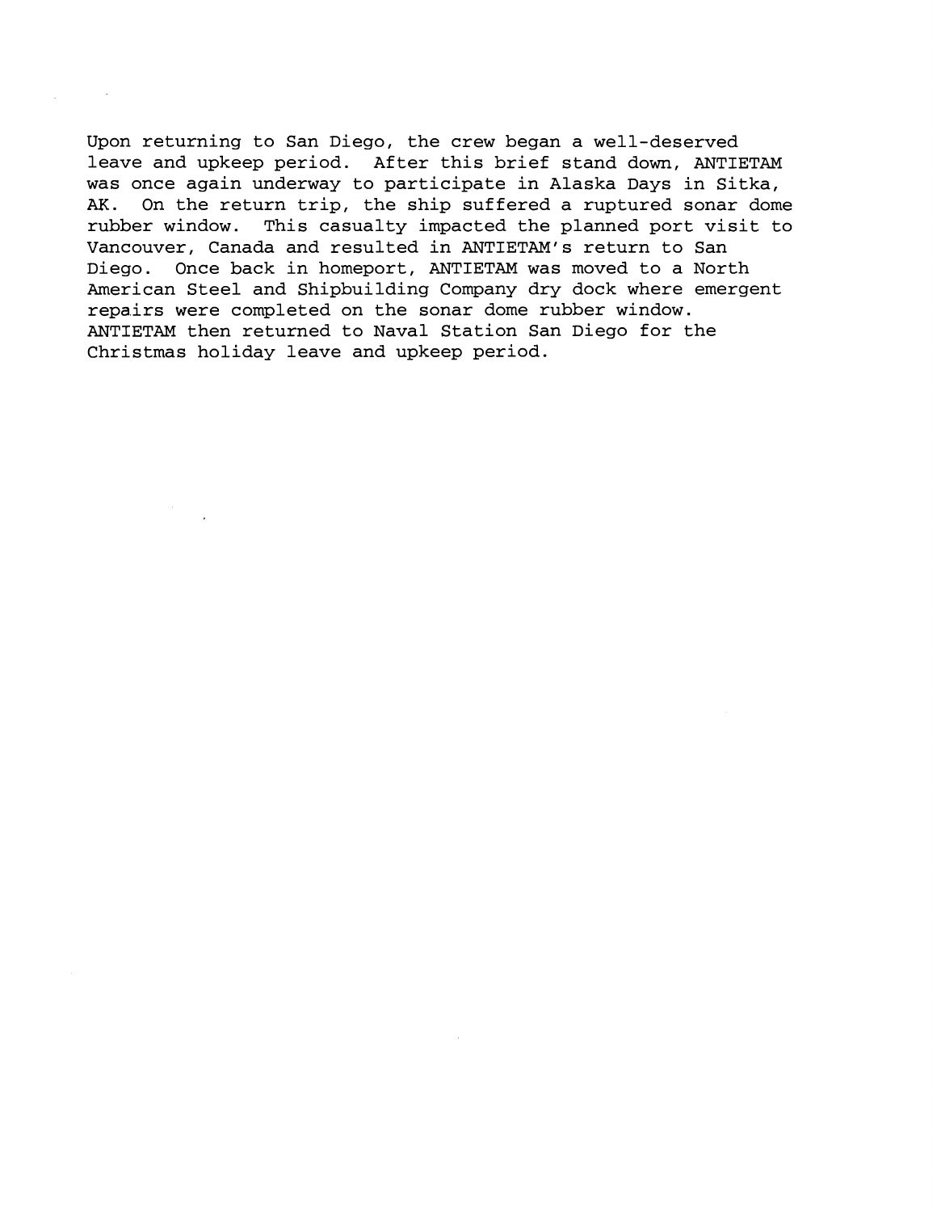Upon returning to San Diego, the crew began a well-deserved leave and upkeep period. After this brief stand down, ANTIETAM was once again underway to participate in Alaska Days in Sitka, AK. On the return trip, the ship suffered a ruptured sonar dome rubber window. This casualty impacted the planned port visit to Vancouver, Canada and resulted in ANTIETAM's return to San Diego. Once back in homeport, ANTIETAM was moved to a North American Steel and Shipbuilding Company dry dock where emergent repairs were completed on the sonar dome rubber window. ANTIETAM then returned to Naval Station San Diego for the Christmas holiday leave and upkeep period.